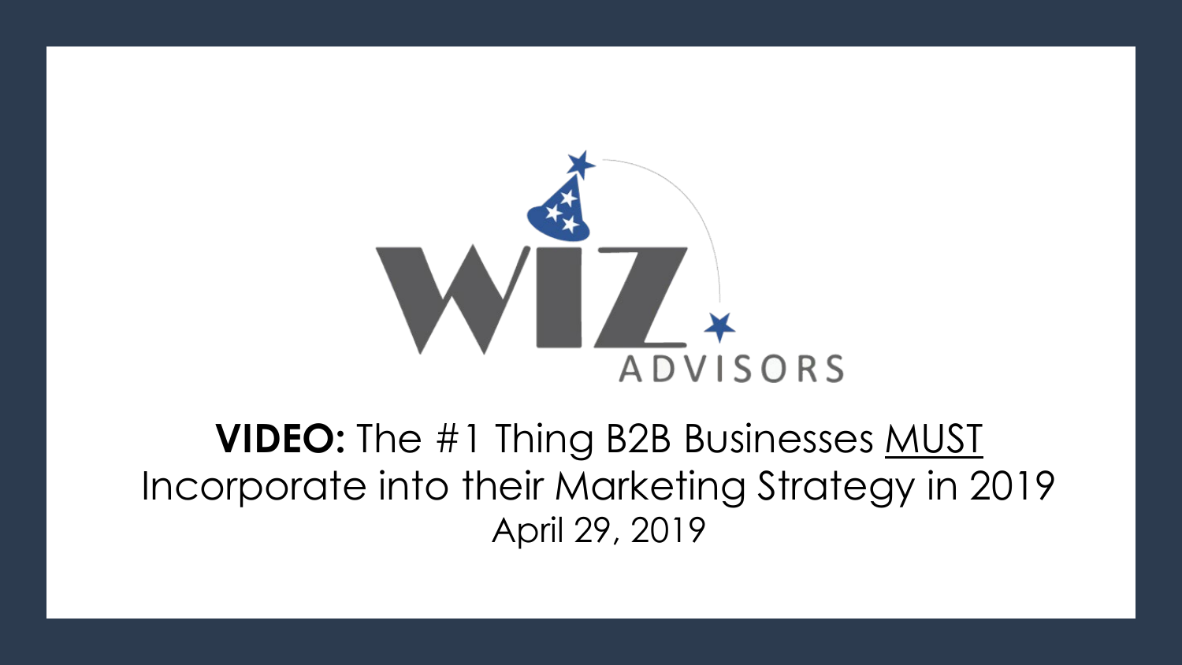WIZ ADVISORS

**VIDEO:** The #1 Thing B2B Businesses MUST Incorporate into their Marketing Strategy in 2019

April 29, 2019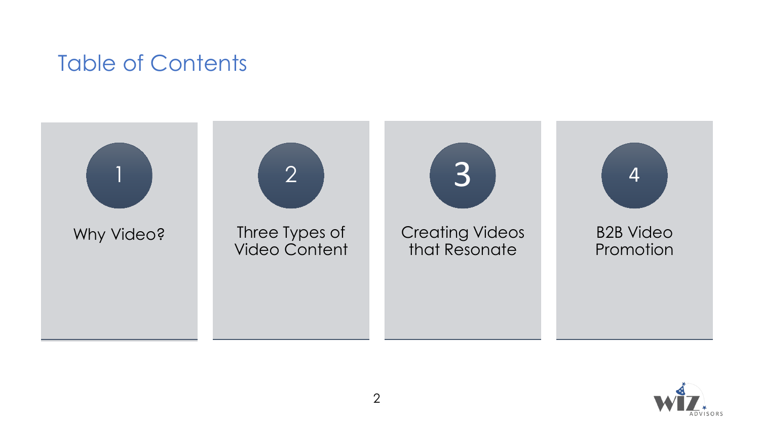# Table of Contents

1. Why Video?
2. Three Types of Video Content
3. Creating Videos that Resonate
4. B2B Video Promotion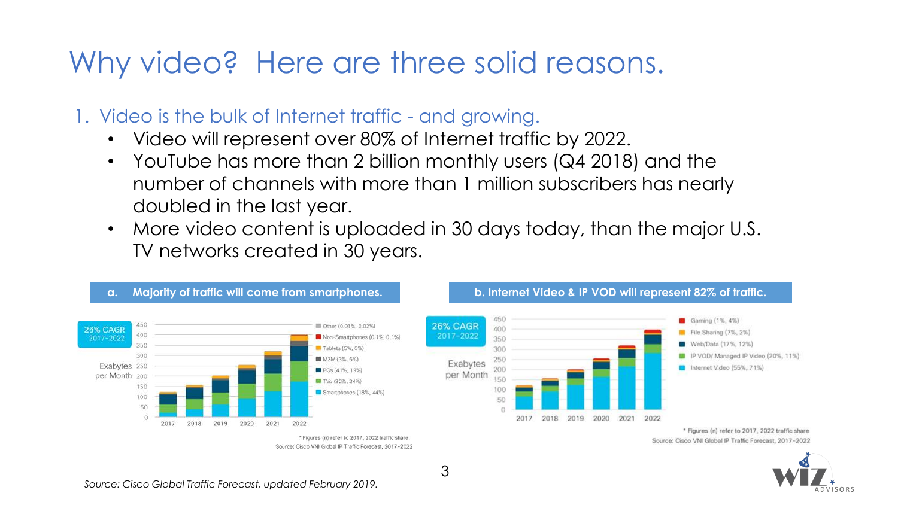# Why video? Here are three solid reasons.

1. Video is the bulk of Internet traffic - and growing.
   - Video will represent over 80% of Internet traffic by 2022.
   - YouTube has more than 2 billion monthly users (Q4 2018) and the number of channels with more than 1 million subscribers has nearly doubled in the last year.
   - More video content is uploaded in 30 days today, than the major U.S. TV networks created in 30 years.

**a. Majority of traffic will come from smartphones.**

26% CAGR 2017–2022

Exabytes per Month

- Other (0.01%, 0.02%)
- Non-Smartphones (0.1%, 0.1%)
- Tablets (5%, 6%)
- M2M (3%, 6%)
- PCs (41%, 19%)
- TVs (32%, 24%)
- Smartphones (18%, 44%)

\* Figures (n) refer to 2017, 2022 traffic share

Source: Cisco VNI Global IP Traffic Forecast, 2017–2022

**b. Internet Video & IP VOD will represent 82% of traffic.**

26% CAGR 2017–2022

Exabytes per Month

- Gaming (1%, 4%)
- File Sharing (7%, 2%)
- Web/Data (17%, 12%)
- IP VOD/ Managed IP Video (20%, 11%)
- Internet Video (55%, 71%)

\* Figures (n) refer to 2017, 2022 traffic share

Source: Cisco VNI Global IP Traffic Forecast, 2017–2022

*Source: Cisco Global Traffic Forecast, updated February 2019.*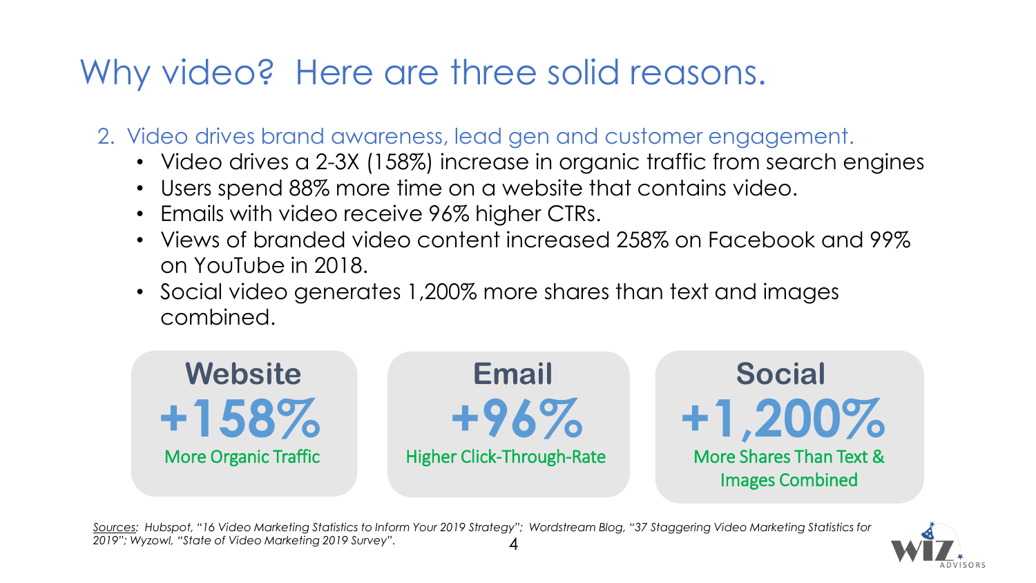# Why video? Here are three solid reasons.

2. Video drives brand awareness, lead gen and customer engagement.
   - Video drives a 2-3X (158%) increase in organic traffic from search engines
   - Users spend 88% more time on a website that contains video.
   - Emails with video receive 96% higher CTRs.
   - Views of branded video content increased 258% on Facebook and 99% on YouTube in 2018.
   - Social video generates 1,200% more shares than text and images combined.

| Website | Email | Social |
|---|---|---|
| **+158%** | **+96%** | **+1,200%** |
| More Organic Traffic | Higher Click-Through-Rate | More Shares Than Text & Images Combined |

*Sources: Hubspot, "16 Video Marketing Statistics to Inform Your 2019 Strategy"; Wordstream Blog, "37 Staggering Video Marketing Statistics for 2019"; Wyzowl, "State of Video Marketing 2019 Survey".*

WIZ ADVISORS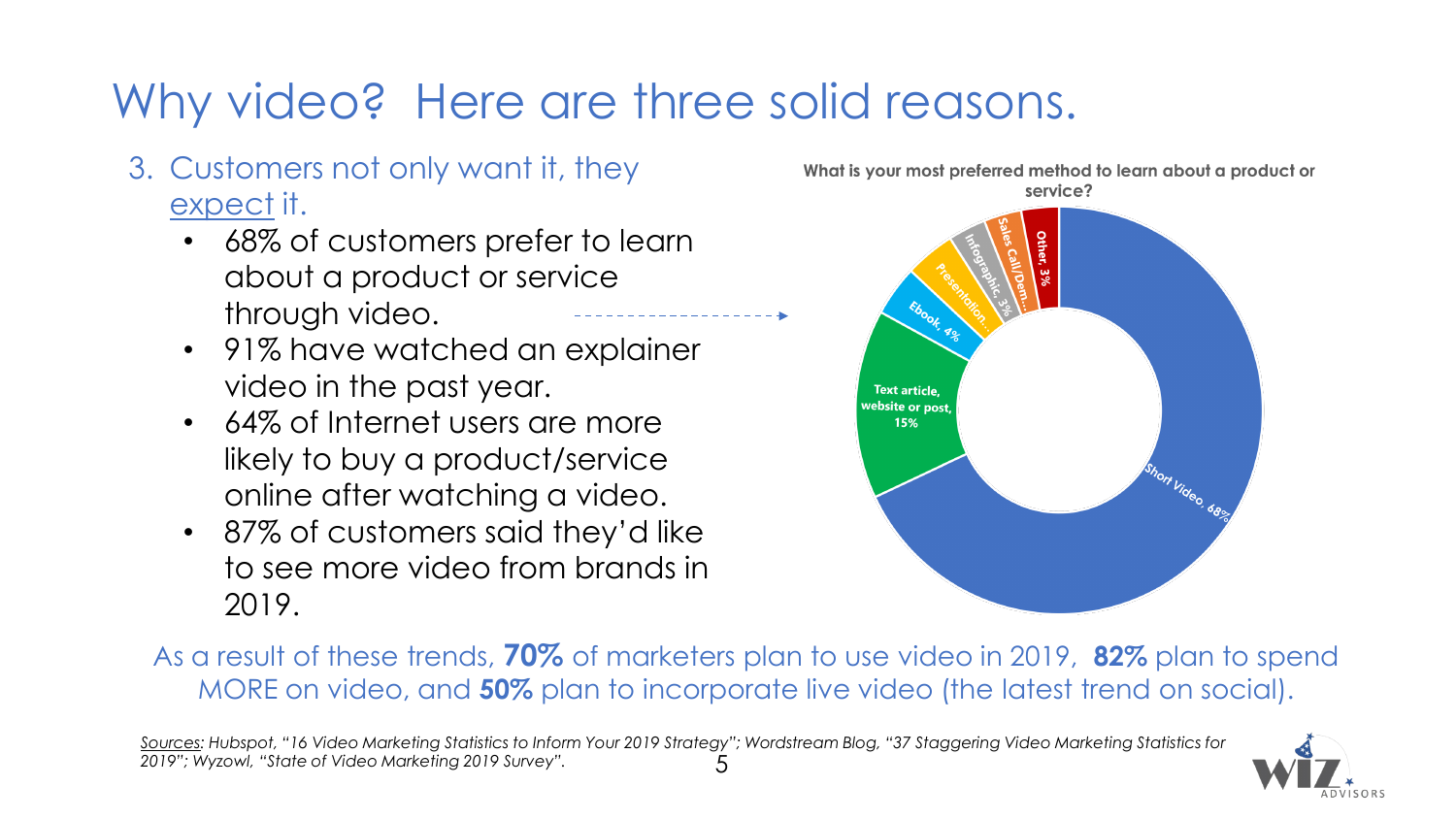# Why video? Here are three solid reasons.

3. Customers not only want it, they expect it.
   - 68% of customers prefer to learn about a product or service through video.
   - 91% have watched an explainer video in the past year.
   - 64% of Internet users are more likely to buy a product/service online after watching a video.
   - 87% of customers said they'd like to see more video from brands in 2019.

**What is your most preferred method to learn about a product or service?**

| Method | Share |
| --- | --- |
| Short Video | 68% |
| Text article, website or post | 15% |
| Ebook | 4% |
| Presentation… | |
| Infographic | 3% |
| Sales Call/Dem… | |
| Other | 3% |

As a result of these trends, **70%** of marketers plan to use video in 2019, **82%** plan to spend MORE on video, and **50%** plan to incorporate live video (the latest trend on social).

*Sources: Hubspot, "16 Video Marketing Statistics to Inform Your 2019 Strategy"; Wordstream Blog, "37 Staggering Video Marketing Statistics for 2019"; Wyzowl, "State of Video Marketing 2019 Survey".*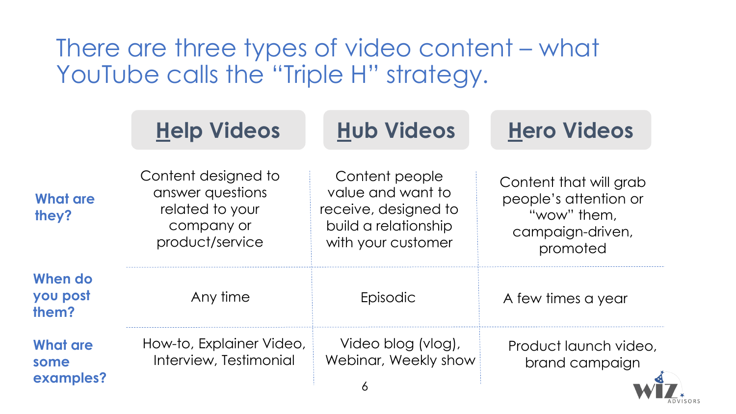# There are three types of video content – what YouTube calls the "Triple H" strategy.

| | **Help Videos** | **Hub Videos** | **Hero Videos** |
|---|---|---|---|
| **What are they?** | Content designed to answer questions related to your company or product/service | Content people value and want to receive, designed to build a relationship with your customer | Content that will grab people's attention or "wow" them, campaign-driven, promoted |
| **When do you post them?** | Any time | Episodic | A few times a year |
| **What are some examples?** | How-to, Explainer Video, Interview, Testimonial | Video blog (vlog), Webinar, Weekly show | Product launch video, brand campaign |

WIZ ADVISORS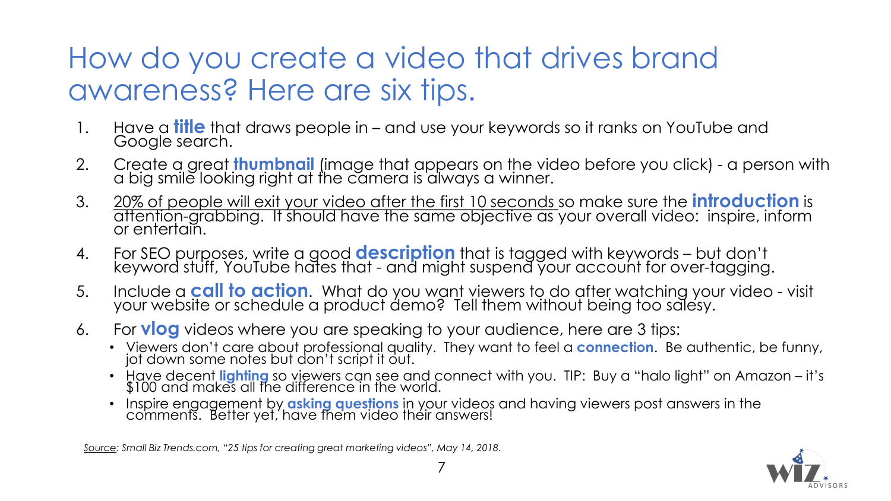# How do you create a video that drives brand awareness? Here are six tips.

1. Have a **title** that draws people in – and use your keywords so it ranks on YouTube and Google search.
2. Create a great **thumbnail** (image that appears on the video before you click) - a person with a big smile looking right at the camera is always a winner.
3. 20% of people will exit your video after the first 10 seconds so make sure the **introduction** is attention-grabbing. It should have the same objective as your overall video: inspire, inform or entertain.
4. For SEO purposes, write a good **description** that is tagged with keywords – but don't keyword stuff, YouTube hates that - and might suspend your account for over-tagging.
5. Include a **call to action**. What do you want viewers to do after watching your video - visit your website or schedule a product demo? Tell them without being too salesy.
6. For **vlog** videos where you are speaking to your audience, here are 3 tips:
   - Viewers don't care about professional quality. They want to feel a **connection**. Be authentic, be funny, jot down some notes but don't script it out.
   - Have decent **lighting** so viewers can see and connect with you. TIP: Buy a "halo light" on Amazon – it's $100 and makes all the difference in the world.
   - Inspire engagement by **asking questions** in your videos and having viewers post answers in the comments. Better yet, have them video their answers!

*Source: Small Biz Trends.com, "25 tips for creating great marketing videos", May 14, 2018.*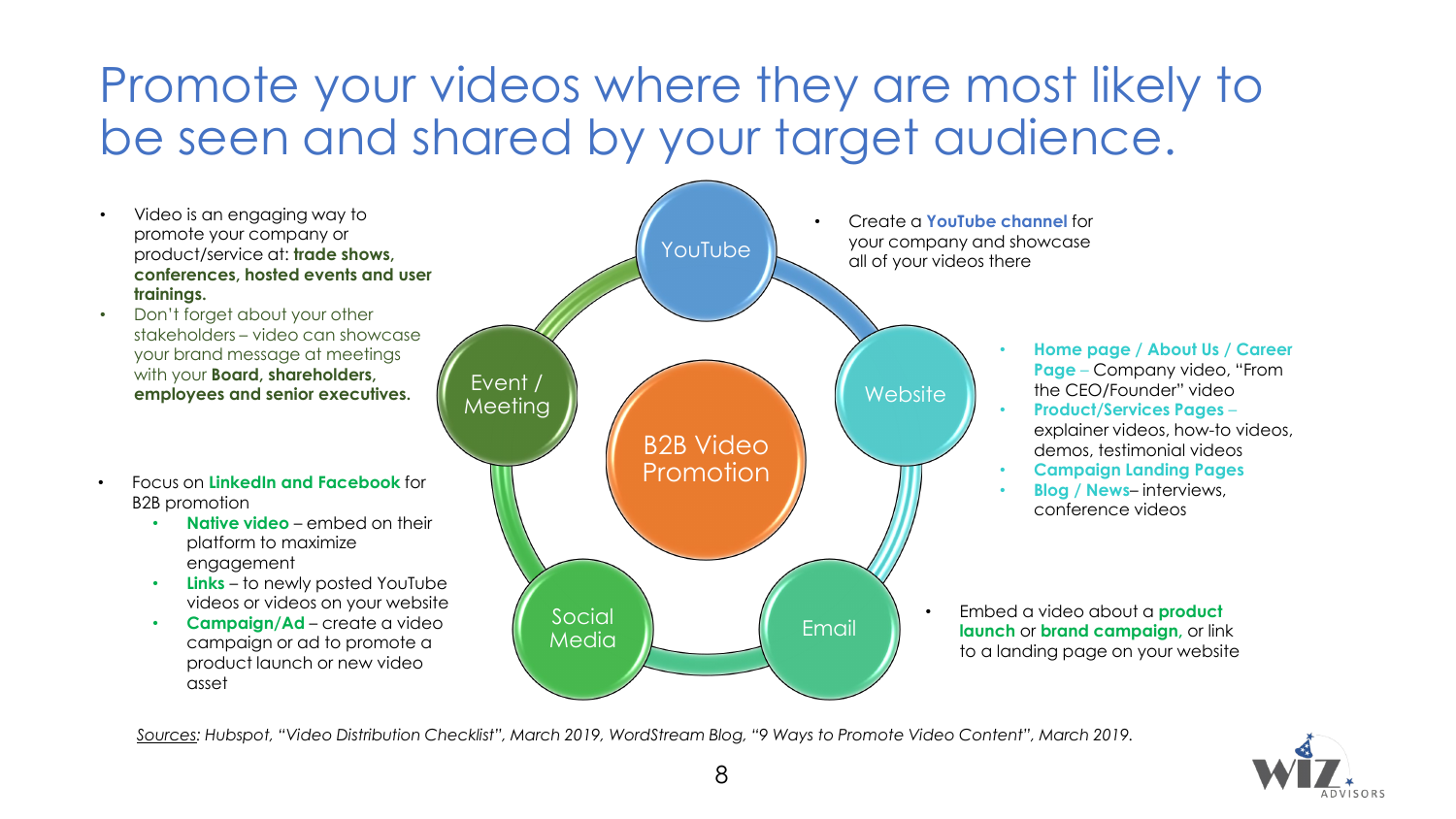# Promote your videos where they are most likely to be seen and shared by your target audience.

- Video is an engaging way to promote your company or product/service at: **trade shows, conferences, hosted events and user trainings.**
- Don't forget about your other stakeholders – video can showcase your brand message at meetings with your **Board, shareholders, employees and senior executives.**

- Focus on **LinkedIn and Facebook** for B2B promotion
  - **Native video** – embed on their platform to maximize engagement
  - **Links** – to newly posted YouTube videos or videos on your website
  - **Campaign/Ad** – create a video campaign or ad to promote a product launch or new video asset

B2B Video Promotion

YouTube

Website

Email

Social Media

Event / Meeting

- Create a **YouTube channel** for your company and showcase all of your videos there

- **Home page / About Us / Career Page** – Company video, "From the CEO/Founder" video
- **Product/Services Pages** – explainer videos, how-to videos, demos, testimonial videos
- **Campaign Landing Pages**
- **Blog / News**– interviews, conference videos

- Embed a video about a **product launch** or **brand campaign**, or link to a landing page on your website

*Sources: Hubspot, "Video Distribution Checklist", March 2019, WordStream Blog, "9 Ways to Promote Video Content", March 2019.*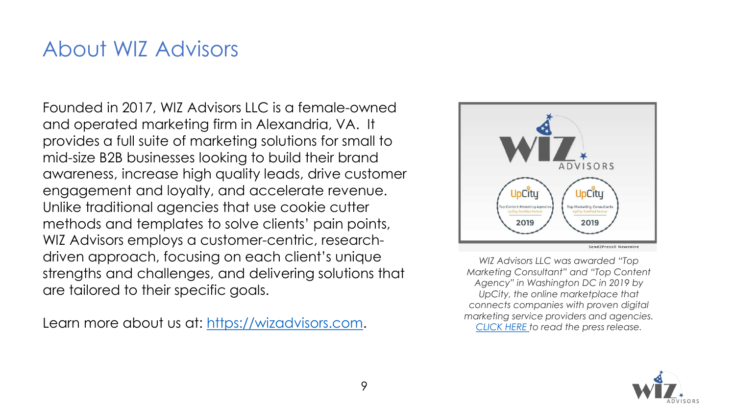# About WIZ Advisors

Founded in 2017, WIZ Advisors LLC is a female-owned and operated marketing firm in Alexandria, VA. It provides a full suite of marketing solutions for small to mid-size B2B businesses looking to build their brand awareness, increase high quality leads, drive customer engagement and loyalty, and accelerate revenue. Unlike traditional agencies that use cookie cutter methods and templates to solve clients' pain points, WIZ Advisors employs a customer-centric, research-driven approach, focusing on each client's unique strengths and challenges, and delivering solutions that are tailored to their specific goals.

Learn more about us at: [https://wizadvisors.com](https://wizadvisors.com).

*WIZ Advisors LLC was awarded "Top Marketing Consultant" and "Top Content Agency" in Washington DC in 2019 by UpCity, the online marketplace that connects companies with proven digital marketing service providers and agencies. CLICK HERE to read the press release.*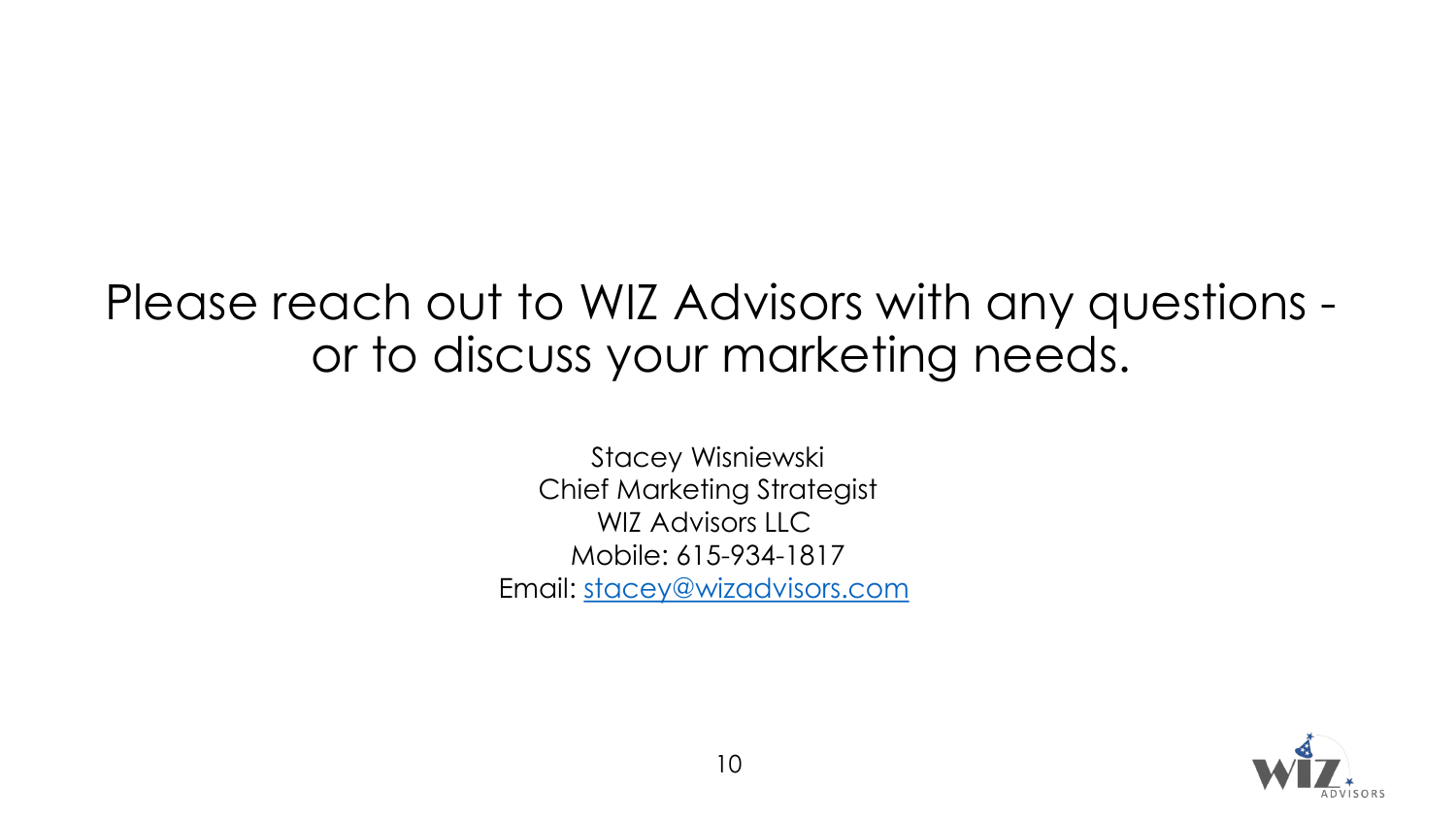# Please reach out to WIZ Advisors with any questions - or to discuss your marketing needs.

Stacey Wisniewski  
Chief Marketing Strategist  
WIZ Advisors LLC  
Mobile: 615-934-1817  
Email: stacey@wizadvisors.com